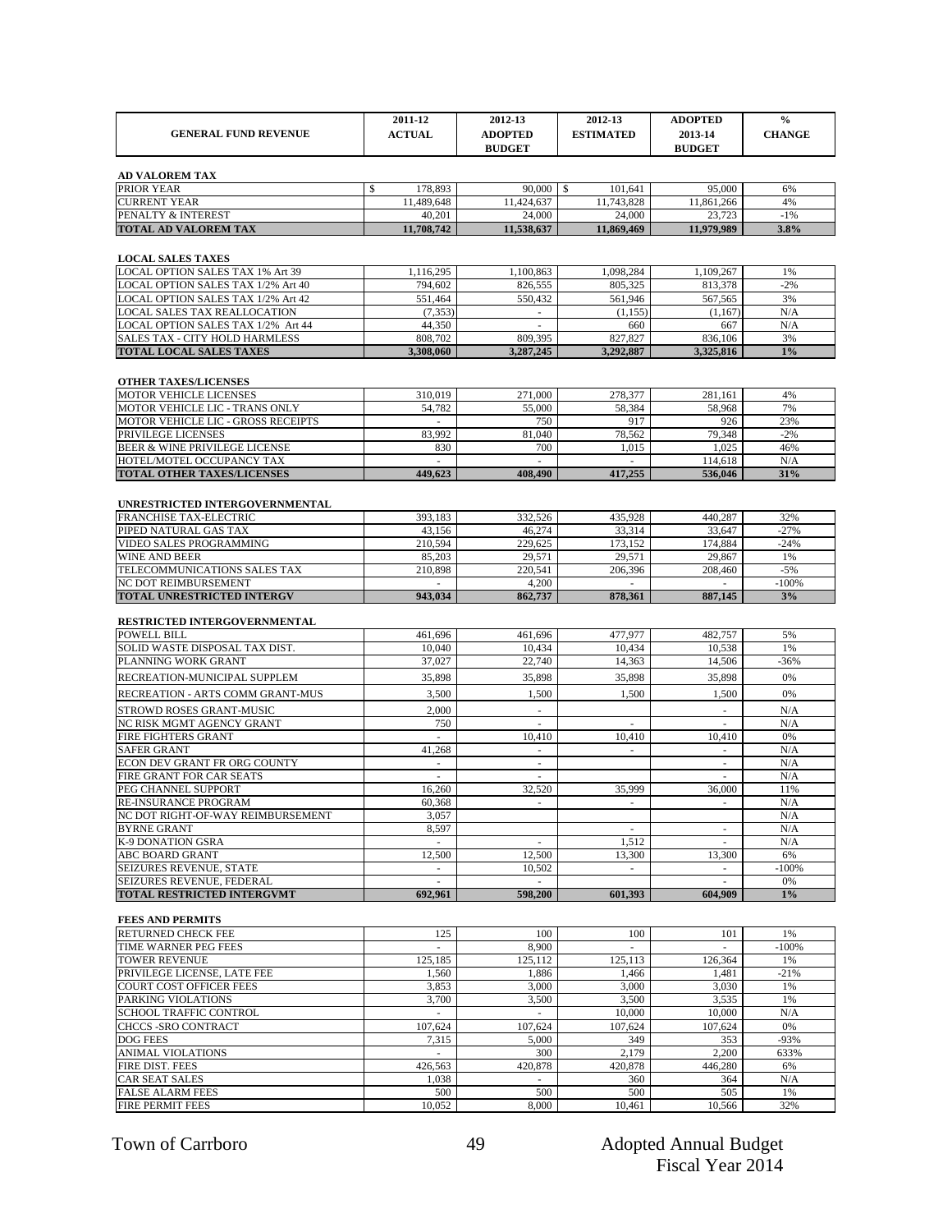| GENERAL FUND REVENUE | 2011-12 ACTUAL | 2012-13 ADOPTED BUDGET | 2012-13 ESTIMATED | ADOPTED 2013-14 BUDGET | % CHANGE |
|---|---|---|---|---|---|
| **AD VALOREM TAX** | | | | | |
| PRIOR YEAR | $ 178,893 | 90,000 | $ 101,641 | 95,000 | 6% |
| CURRENT YEAR | 11,489,648 | 11,424,637 | 11,743,828 | 11,861,266 | 4% |
| PENALTY & INTEREST | 40,201 | 24,000 | 24,000 | 23,723 | -1% |
| **TOTAL AD VALOREM TAX** | **11,708,742** | **11,538,637** | **11,869,469** | **11,979,989** | **3.8%** |
| **LOCAL SALES TAXES** | | | | | |
| LOCAL OPTION SALES TAX 1% Art 39 | 1,116,295 | 1,100,863 | 1,098,284 | 1,109,267 | 1% |
| LOCAL OPTION SALES TAX 1/2% Art 40 | 794,602 | 826,555 | 805,325 | 813,378 | -2% |
| LOCAL OPTION SALES TAX 1/2% Art 42 | 551,464 | 550,432 | 561,946 | 567,565 | 3% |
| LOCAL SALES TAX REALLOCATION | (7,353) | - | (1,155) | (1,167) | N/A |
| LOCAL OPTION SALES TAX 1/2% Art 44 | 44,350 | - | 660 | 667 | N/A |
| SALES TAX - CITY HOLD HARMLESS | 808,702 | 809,395 | 827,827 | 836,106 | 3% |
| **TOTAL LOCAL SALES TAXES** | **3,308,060** | **3,287,245** | **3,292,887** | **3,325,816** | **1%** |
| **OTHER TAXES/LICENSES** | | | | | |
| MOTOR VEHICLE LICENSES | 310,019 | 271,000 | 278,377 | 281,161 | 4% |
| MOTOR VEHICLE LIC - TRANS ONLY | 54,782 | 55,000 | 58,384 | 58,968 | 7% |
| MOTOR VEHICLE LIC - GROSS RECEIPTS | - | 750 | 917 | 926 | 23% |
| PRIVILEGE LICENSES | 83,992 | 81,040 | 78,562 | 79,348 | -2% |
| BEER & WINE PRIVILEGE LICENSE | 830 | 700 | 1,015 | 1,025 | 46% |
| HOTEL/MOTEL OCCUPANCY TAX | - | - | - | 114,618 | N/A |
| **TOTAL OTHER TAXES/LICENSES** | **449,623** | **408,490** | **417,255** | **536,046** | **31%** |
| **UNRESTRICTED INTERGOVERNMENTAL** | | | | | |
| FRANCHISE TAX-ELECTRIC | 393,183 | 332,526 | 435,928 | 440,287 | 32% |
| PIPED NATURAL GAS TAX | 43,156 | 46,274 | 33,314 | 33,647 | -27% |
| VIDEO SALES PROGRAMMING | 210,594 | 229,625 | 173,152 | 174,884 | -24% |
| WINE AND BEER | 85,203 | 29,571 | 29,571 | 29,867 | 1% |
| TELECOMMUNICATIONS SALES TAX | 210,898 | 220,541 | 206,396 | 208,460 | -5% |
| NC DOT REIMBURSEMENT | - | 4,200 | - | - | -100% |
| **TOTAL UNRESTRICTED INTERGV** | **943,034** | **862,737** | **878,361** | **887,145** | **3%** |
| **RESTRICTED INTERGOVERNMENTAL** | | | | | |
| POWELL BILL | 461,696 | 461,696 | 477,977 | 482,757 | 5% |
| SOLID WASTE DISPOSAL TAX DIST. | 10,040 | 10,434 | 10,434 | 10,538 | 1% |
| PLANNING WORK GRANT | 37,027 | 22,740 | 14,363 | 14,506 | -36% |
| RECREATION-MUNICIPAL SUPPLEM | 35,898 | 35,898 | 35,898 | 35,898 | 0% |
| RECREATION - ARTS COMM GRANT-MUS | 3,500 | 1,500 | 1,500 | 1,500 | 0% |
| STROWD ROSES GRANT-MUSIC | 2,000 | - | | - | N/A |
| NC RISK MGMT AGENCY GRANT | 750 | - | - | - | N/A |
| FIRE FIGHTERS GRANT | - | 10,410 | 10,410 | 10,410 | 0% |
| SAFER GRANT | 41,268 | - | - | - | N/A |
| ECON DEV GRANT FR ORG COUNTY | - | - | | - | N/A |
| FIRE GRANT FOR CAR SEATS | - | - | | - | N/A |
| PEG CHANNEL SUPPORT | 16,260 | 32,520 | 35,999 | 36,000 | 11% |
| RE-INSURANCE PROGRAM | 60,368 | - | - | - | N/A |
| NC DOT RIGHT-OF-WAY REIMBURSEMENT | 3,057 | | | | N/A |
| BYRNE GRANT | 8,597 | | - | - | N/A |
| K-9 DONATION GSRA | - | - | 1,512 | - | N/A |
| ABC BOARD GRANT | 12,500 | 12,500 | 13,300 | 13,300 | 6% |
| SEIZURES REVENUE, STATE | - | 10,502 | - | - | -100% |
| SEIZURES REVENUE, FEDERAL | - | - | | - | 0% |
| **TOTAL RESTRICTED INTERGVMT** | **692,961** | **598,200** | **601,393** | **604,909** | **1%** |
| **FEES AND PERMITS** | | | | | |
| RETURNED CHECK FEE | 125 | 100 | 100 | 101 | 1% |
| TIME WARNER PEG FEES | - | 8,900 | - | - | -100% |
| TOWER REVENUE | 125,185 | 125,112 | 125,113 | 126,364 | 1% |
| PRIVILEGE LICENSE, LATE FEE | 1,560 | 1,886 | 1,466 | 1,481 | -21% |
| COURT COST OFFICER FEES | 3,853 | 3,000 | 3,000 | 3,030 | 1% |
| PARKING VIOLATIONS | 3,700 | 3,500 | 3,500 | 3,535 | 1% |
| SCHOOL TRAFFIC CONTROL | - | - | 10,000 | 10,000 | N/A |
| CHCCS -SRO CONTRACT | 107,624 | 107,624 | 107,624 | 107,624 | 0% |
| DOG FEES | 7,315 | 5,000 | 349 | 353 | -93% |
| ANIMAL VIOLATIONS | - | 300 | 2,179 | 2,200 | 633% |
| FIRE DIST. FEES | 426,563 | 420,878 | 420,878 | 446,280 | 6% |
| CAR SEAT SALES | 1,038 | - | 360 | 364 | N/A |
| FALSE ALARM FEES | 500 | 500 | 500 | 505 | 1% |
| FIRE PERMIT FEES | 10,052 | 8,000 | 10,461 | 10,566 | 32% |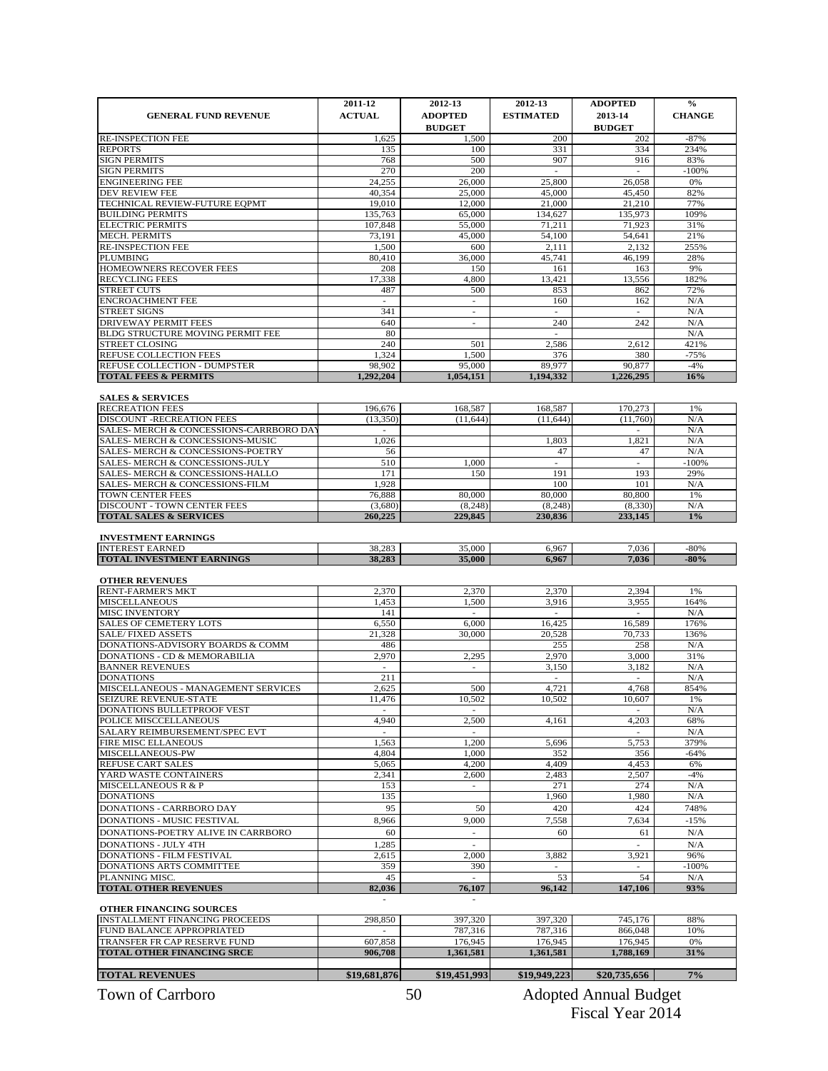| GENERAL FUND REVENUE | 2011-12 ACTUAL | 2012-13 ADOPTED BUDGET | 2012-13 ESTIMATED | ADOPTED 2013-14 BUDGET | % CHANGE |
|---|---|---|---|---|---|
| RE-INSPECTION FEE | 1,625 | 1,500 | 200 | 202 | -87% |
| REPORTS | 135 | 100 | 331 | 334 | 234% |
| SIGN PERMITS | 768 | 500 | 907 | 916 | 83% |
| SIGN PERMITS | 270 | 200 | - | - | -100% |
| ENGINEERING FEE | 24,255 | 26,000 | 25,800 | 26,058 | 0% |
| DEV REVIEW FEE | 40,354 | 25,000 | 45,000 | 45,450 | 82% |
| TECHNICAL REVIEW-FUTURE EQPMT | 19,010 | 12,000 | 21,000 | 21,210 | 77% |
| BUILDING PERMITS | 135,763 | 65,000 | 134,627 | 135,973 | 109% |
| ELECTRIC PERMITS | 107,848 | 55,000 | 71,211 | 71,923 | 31% |
| MECH. PERMITS | 73,191 | 45,000 | 54,100 | 54,641 | 21% |
| RE-INSPECTION FEE | 1,500 | 600 | 2,111 | 2,132 | 255% |
| PLUMBING | 80,410 | 36,000 | 45,741 | 46,199 | 28% |
| HOMEOWNERS RECOVER FEES | 208 | 150 | 161 | 163 | 9% |
| RECYCLING FEES | 17,338 | 4,800 | 13,421 | 13,556 | 182% |
| STREET CUTS | 487 | 500 | 853 | 862 | 72% |
| ENCROACHMENT FEE | - | - | 160 | 162 | N/A |
| STREET SIGNS | 341 | - | - | - | N/A |
| DRIVEWAY PERMIT FEES | 640 | - | 240 | 242 | N/A |
| BLDG STRUCTURE MOVING PERMIT FEE | 80 | | - | | N/A |
| STREET CLOSING | 240 | 501 | 2,586 | 2,612 | 421% |
| REFUSE COLLECTION FEES | 1,324 | 1,500 | 376 | 380 | -75% |
| REFUSE COLLECTION - DUMPSTER | 98,902 | 95,000 | 89,977 | 90,877 | -4% |
| **TOTAL FEES & PERMITS** | **1,292,204** | **1,054,151** | **1,194,332** | **1,226,295** | **16%** |
| | | | | | |
| **SALES & SERVICES** | | | | | |
| RECREATION FEES | 196,676 | 168,587 | 168,587 | 170,273 | 1% |
| DISCOUNT -RECREATION FEES | (13,350) | (11,644) | (11,644) | (11,760) | N/A |
| SALES- MERCH & CONCESSIONS-CARRBORO DAY | - | | | - | N/A |
| SALES- MERCH & CONCESSIONS-MUSIC | 1,026 | | 1,803 | 1,821 | N/A |
| SALES- MERCH & CONCESSIONS-POETRY | 56 | | 47 | 47 | N/A |
| SALES- MERCH & CONCESSIONS-JULY | 510 | 1,000 | - | - | -100% |
| SALES- MERCH & CONCESSIONS-HALLO | 171 | 150 | 191 | 193 | 29% |
| SALES- MERCH & CONCESSIONS-FILM | 1,928 | | 100 | 101 | N/A |
| TOWN CENTER FEES | 76,888 | 80,000 | 80,000 | 80,800 | 1% |
| DISCOUNT - TOWN CENTER FEES | (3,680) | (8,248) | (8,248) | (8,330) | N/A |
| **TOTAL SALES & SERVICES** | **260,225** | **229,845** | **230,836** | **233,145** | **1%** |
| | | | | | |
| **INVESTMENT EARNINGS** | | | | | |
| INTEREST EARNED | 38,283 | 35,000 | 6,967 | 7,036 | -80% |
| **TOTAL INVESTMENT EARNINGS** | **38,283** | **35,000** | **6,967** | **7,036** | **-80%** |
| | | | | | |
| **OTHER REVENUES** | | | | | |
| RENT-FARMER'S MKT | 2,370 | 2,370 | 2,370 | 2,394 | 1% |
| MISCELLANEOUS | 1,453 | 1,500 | 3,916 | 3,955 | 164% |
| MISC INVENTORY | 141 | - | - | - | N/A |
| SALES OF CEMETERY LOTS | 6,550 | 6,000 | 16,425 | 16,589 | 176% |
| SALE/ FIXED ASSETS | 21,328 | 30,000 | 20,528 | 70,733 | 136% |
| DONATIONS-ADVISORY BOARDS & COMM | 486 | | 255 | 258 | N/A |
| DONATIONS - CD & MEMORABILIA | 2,970 | 2,295 | 2,970 | 3,000 | 31% |
| BANNER REVENUES | - | - | 3,150 | 3,182 | N/A |
| DONATIONS | 211 | | - | - | N/A |
| MISCELLANEOUS - MANAGEMENT SERVICES | 2,625 | 500 | 4,721 | 4,768 | 854% |
| SEIZURE REVENUE-STATE | 11,476 | 10,502 | 10,502 | 10,607 | 1% |
| DONATIONS BULLETPROOF VEST | - | - | | - | N/A |
| POLICE MISCCELLANEOUS | 4,940 | 2,500 | 4,161 | 4,203 | 68% |
| SALARY REIMBURSEMENT/SPEC EVT | - | - | | - | N/A |
| FIRE MISC ELLANEOUS | 1,563 | 1,200 | 5,696 | 5,753 | 379% |
| MISCELLANEOUS-PW | 4,804 | 1,000 | 352 | 356 | -64% |
| REFUSE CART SALES | 5,065 | 4,200 | 4,409 | 4,453 | 6% |
| YARD WASTE CONTAINERS | 2,341 | 2,600 | 2,483 | 2,507 | -4% |
| MISCELLANEOUS R & P | 153 | - | 271 | 274 | N/A |
| DONATIONS | 135 | | 1,960 | 1,980 | N/A |
| DONATIONS - CARRBORO DAY | 95 | 50 | 420 | 424 | 748% |
| DONATIONS - MUSIC FESTIVAL | 8,966 | 9,000 | 7,558 | 7,634 | -15% |
| DONATIONS-POETRY ALIVE IN CARRBORO | 60 | - | 60 | 61 | N/A |
| DONATIONS - JULY 4TH | 1,285 | - | | - | N/A |
| DONATIONS - FILM FESTIVAL | 2,615 | 2,000 | 3,882 | 3,921 | 96% |
| DONATIONS ARTS COMMITTEE | 359 | 390 | - | - | -100% |
| PLANNING MISC. | 45 | - | 53 | 54 | N/A |
| **TOTAL OTHER REVENUES** | **82,036** | **76,107** | **96,142** | **147,106** | **93%** |
| | - | - | | | |
| **OTHER FINANCING SOURCES** | | | | | |
| INSTALLMENT FINANCING PROCEEDS | 298,850 | 397,320 | 397,320 | 745,176 | 88% |
| FUND BALANCE APPROPRIATED | - | 787,316 | 787,316 | 866,048 | 10% |
| TRANSFER FR CAP RESERVE FUND | 607,858 | 176,945 | 176,945 | 176,945 | 0% |
| **TOTAL OTHER FINANCING SRCE** | **906,708** | **1,361,581** | **1,361,581** | **1,788,169** | **31%** |
| | | | | | |
| **TOTAL REVENUES** | **$19,681,876** | **$19,451,993** | **$19,949,223** | **$20,735,656** | **7%** |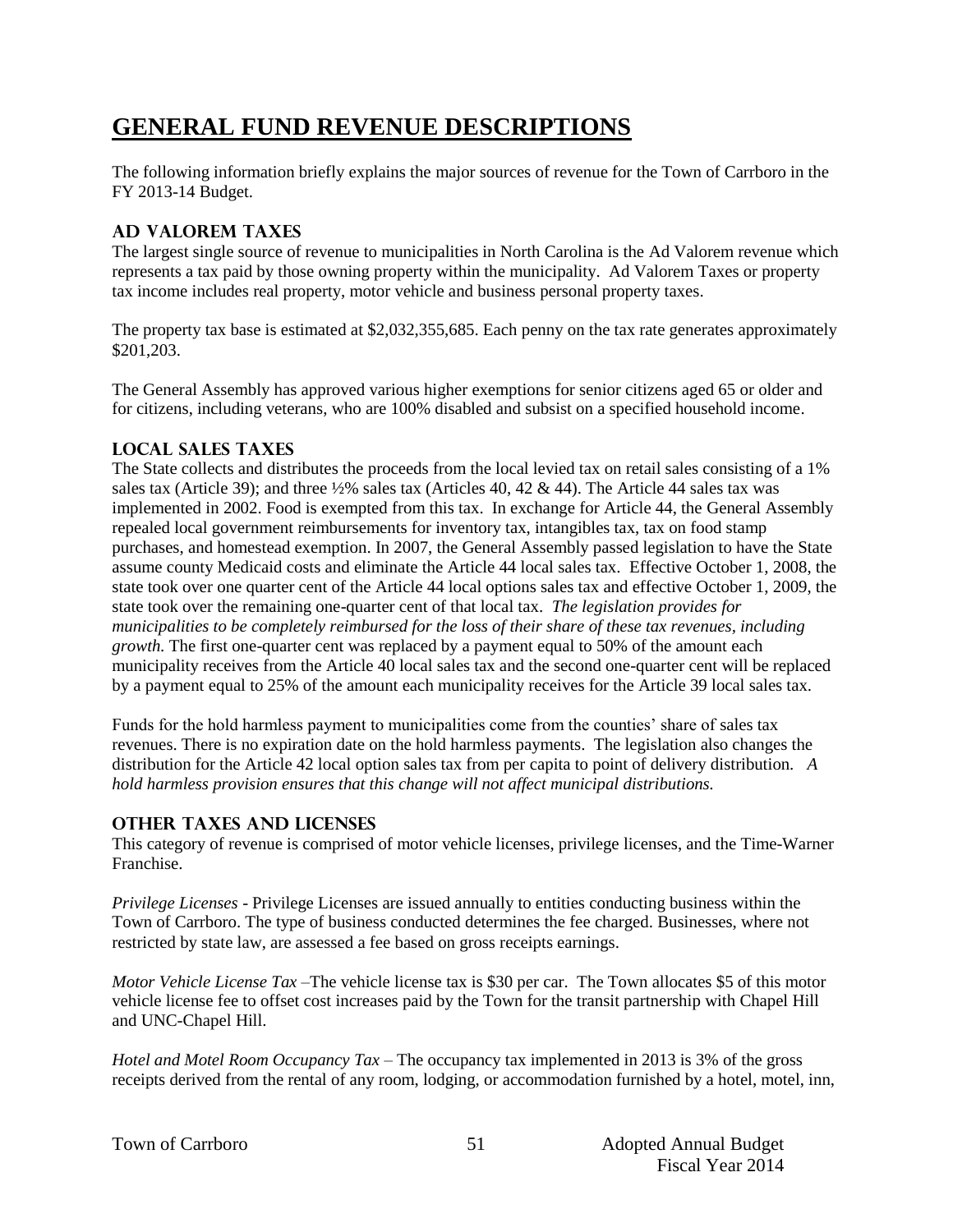# GENERAL FUND REVENUE DESCRIPTIONS

The following information briefly explains the major sources of revenue for the Town of Carrboro in the FY 2013-14 Budget.

## AD VALOREM TAXES

The largest single source of revenue to municipalities in North Carolina is the Ad Valorem revenue which represents a tax paid by those owning property within the municipality. Ad Valorem Taxes or property tax income includes real property, motor vehicle and business personal property taxes.

The property tax base is estimated at $2,032,355,685. Each penny on the tax rate generates approximately $201,203.

The General Assembly has approved various higher exemptions for senior citizens aged 65 or older and for citizens, including veterans, who are 100% disabled and subsist on a specified household income.

## LOCAL SALES TAXES

The State collects and distributes the proceeds from the local levied tax on retail sales consisting of a 1% sales tax (Article 39); and three ½% sales tax (Articles 40, 42 & 44). The Article 44 sales tax was implemented in 2002. Food is exempted from this tax. In exchange for Article 44, the General Assembly repealed local government reimbursements for inventory tax, intangibles tax, tax on food stamp purchases, and homestead exemption. In 2007, the General Assembly passed legislation to have the State assume county Medicaid costs and eliminate the Article 44 local sales tax. Effective October 1, 2008, the state took over one quarter cent of the Article 44 local options sales tax and effective October 1, 2009, the state took over the remaining one-quarter cent of that local tax. *The legislation provides for municipalities to be completely reimbursed for the loss of their share of these tax revenues, including growth.* The first one-quarter cent was replaced by a payment equal to 50% of the amount each municipality receives from the Article 40 local sales tax and the second one-quarter cent will be replaced by a payment equal to 25% of the amount each municipality receives for the Article 39 local sales tax.

Funds for the hold harmless payment to municipalities come from the counties' share of sales tax revenues. There is no expiration date on the hold harmless payments. The legislation also changes the distribution for the Article 42 local option sales tax from per capita to point of delivery distribution. *A hold harmless provision ensures that this change will not affect municipal distributions.*

## OTHER TAXES AND LICENSES

This category of revenue is comprised of motor vehicle licenses, privilege licenses, and the Time-Warner Franchise.

*Privilege Licenses* - Privilege Licenses are issued annually to entities conducting business within the Town of Carrboro. The type of business conducted determines the fee charged. Businesses, where not restricted by state law, are assessed a fee based on gross receipts earnings.

*Motor Vehicle License Tax* –The vehicle license tax is $30 per car. The Town allocates $5 of this motor vehicle license fee to offset cost increases paid by the Town for the transit partnership with Chapel Hill and UNC-Chapel Hill.

*Hotel and Motel Room Occupancy Tax* – The occupancy tax implemented in 2013 is 3% of the gross receipts derived from the rental of any room, lodging, or accommodation furnished by a hotel, motel, inn,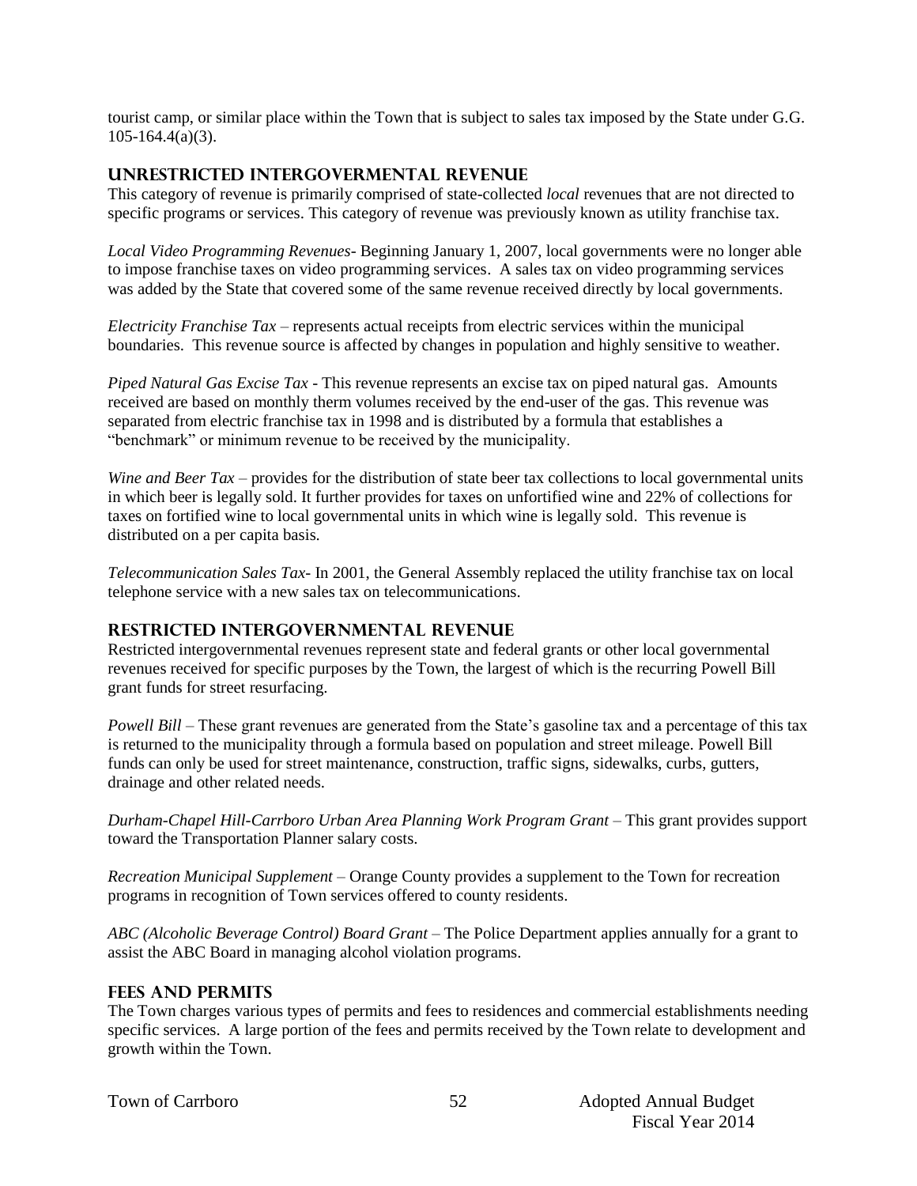tourist camp, or similar place within the Town that is subject to sales tax imposed by the State under G.G. 105-164.4(a)(3).

## Unrestricted Intergovermental Revenue

This category of revenue is primarily comprised of state-collected *local* revenues that are not directed to specific programs or services. This category of revenue was previously known as utility franchise tax.

*Local Video Programming Revenues-* Beginning January 1, 2007, local governments were no longer able to impose franchise taxes on video programming services. A sales tax on video programming services was added by the State that covered some of the same revenue received directly by local governments.

*Electricity Franchise Tax* – represents actual receipts from electric services within the municipal boundaries. This revenue source is affected by changes in population and highly sensitive to weather.

*Piped Natural Gas Excise Tax* - This revenue represents an excise tax on piped natural gas. Amounts received are based on monthly therm volumes received by the end-user of the gas. This revenue was separated from electric franchise tax in 1998 and is distributed by a formula that establishes a "benchmark" or minimum revenue to be received by the municipality.

*Wine and Beer Tax* – provides for the distribution of state beer tax collections to local governmental units in which beer is legally sold. It further provides for taxes on unfortified wine and 22% of collections for taxes on fortified wine to local governmental units in which wine is legally sold. This revenue is distributed on a per capita basis.

*Telecommunication Sales Tax-* In 2001, the General Assembly replaced the utility franchise tax on local telephone service with a new sales tax on telecommunications.

## Restricted Intergovernmental Revenue

Restricted intergovernmental revenues represent state and federal grants or other local governmental revenues received for specific purposes by the Town, the largest of which is the recurring Powell Bill grant funds for street resurfacing.

*Powell Bill* – These grant revenues are generated from the State's gasoline tax and a percentage of this tax is returned to the municipality through a formula based on population and street mileage. Powell Bill funds can only be used for street maintenance, construction, traffic signs, sidewalks, curbs, gutters, drainage and other related needs.

*Durham-Chapel Hill-Carrboro Urban Area Planning Work Program Grant* – This grant provides support toward the Transportation Planner salary costs.

*Recreation Municipal Supplement* – Orange County provides a supplement to the Town for recreation programs in recognition of Town services offered to county residents.

*ABC (Alcoholic Beverage Control) Board Grant* – The Police Department applies annually for a grant to assist the ABC Board in managing alcohol violation programs.

## Fees and Permits

The Town charges various types of permits and fees to residences and commercial establishments needing specific services. A large portion of the fees and permits received by the Town relate to development and growth within the Town.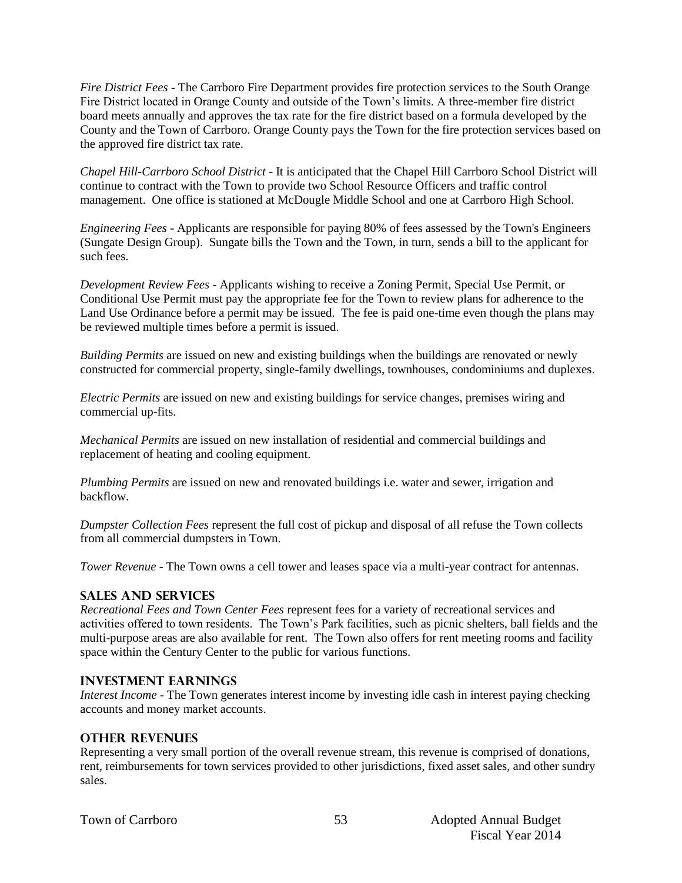*Fire District Fees* - The Carrboro Fire Department provides fire protection services to the South Orange Fire District located in Orange County and outside of the Town's limits. A three-member fire district board meets annually and approves the tax rate for the fire district based on a formula developed by the County and the Town of Carrboro. Orange County pays the Town for the fire protection services based on the approved fire district tax rate.

*Chapel Hill-Carrboro School District* - It is anticipated that the Chapel Hill Carrboro School District will continue to contract with the Town to provide two School Resource Officers and traffic control management. One office is stationed at McDougle Middle School and one at Carrboro High School.

*Engineering Fees* - Applicants are responsible for paying 80% of fees assessed by the Town's Engineers (Sungate Design Group). Sungate bills the Town and the Town, in turn, sends a bill to the applicant for such fees.

*Development Review Fees* - Applicants wishing to receive a Zoning Permit, Special Use Permit, or Conditional Use Permit must pay the appropriate fee for the Town to review plans for adherence to the Land Use Ordinance before a permit may be issued. The fee is paid one-time even though the plans may be reviewed multiple times before a permit is issued.

*Building Permits* are issued on new and existing buildings when the buildings are renovated or newly constructed for commercial property, single-family dwellings, townhouses, condominiums and duplexes.

*Electric Permits* are issued on new and existing buildings for service changes, premises wiring and commercial up-fits.

*Mechanical Permits* are issued on new installation of residential and commercial buildings and replacement of heating and cooling equipment.

*Plumbing Permits* are issued on new and renovated buildings i.e. water and sewer, irrigation and backflow.

*Dumpster Collection Fees* represent the full cost of pickup and disposal of all refuse the Town collects from all commercial dumpsters in Town.

*Tower Revenue* - The Town owns a cell tower and leases space via a multi-year contract for antennas.

## Sales and Services

*Recreational Fees and Town Center Fees* represent fees for a variety of recreational services and activities offered to town residents. The Town's Park facilities, such as picnic shelters, ball fields and the multi-purpose areas are also available for rent. The Town also offers for rent meeting rooms and facility space within the Century Center to the public for various functions.

## Investment Earnings

*Interest Income* - The Town generates interest income by investing idle cash in interest paying checking accounts and money market accounts.

## Other Revenues

Representing a very small portion of the overall revenue stream, this revenue is comprised of donations, rent, reimbursements for town services provided to other jurisdictions, fixed asset sales, and other sundry sales.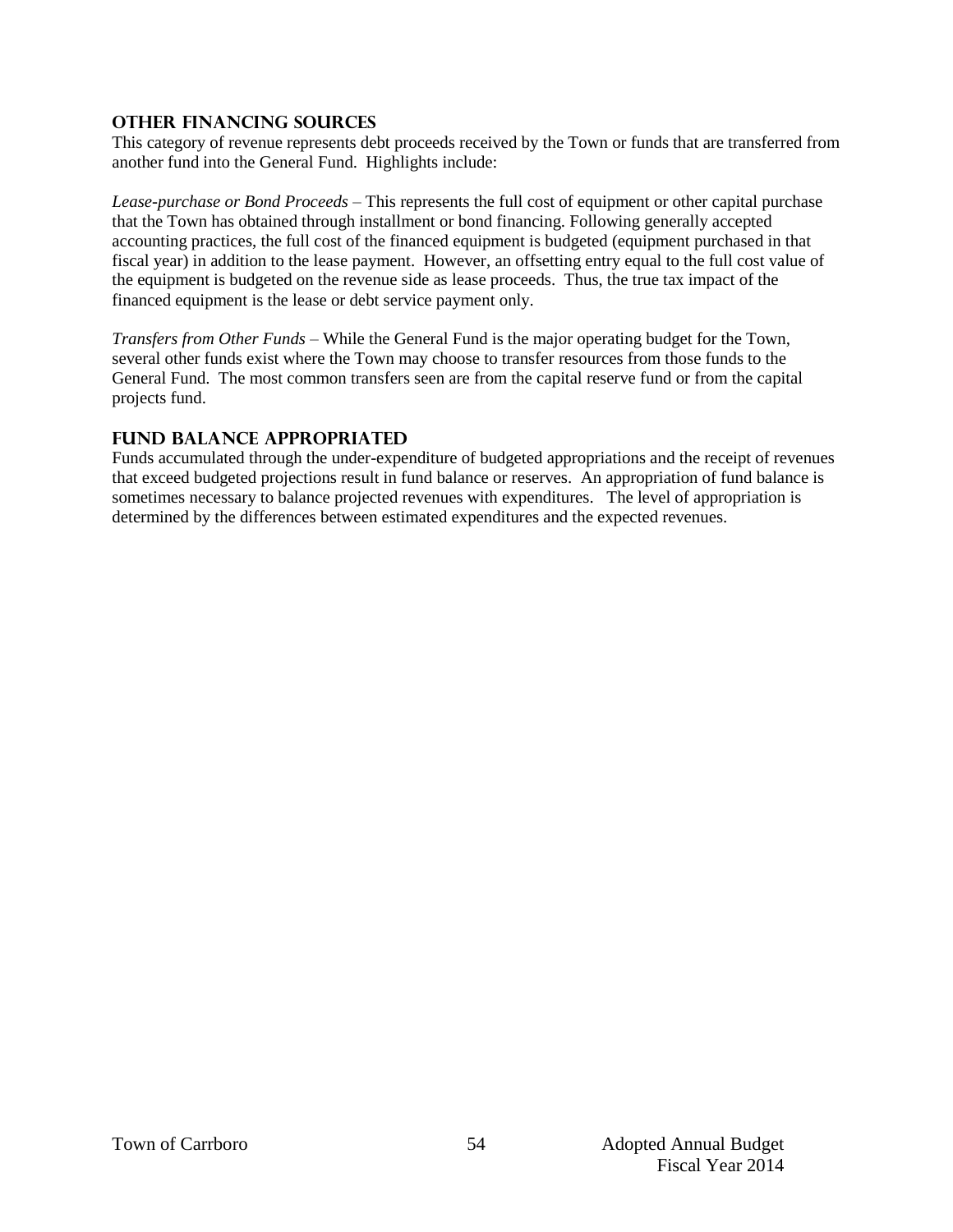## OTHER FINANCING SOURCES

This category of revenue represents debt proceeds received by the Town or funds that are transferred from another fund into the General Fund. Highlights include:

*Lease-purchase or Bond Proceeds* – This represents the full cost of equipment or other capital purchase that the Town has obtained through installment or bond financing. Following generally accepted accounting practices, the full cost of the financed equipment is budgeted (equipment purchased in that fiscal year) in addition to the lease payment. However, an offsetting entry equal to the full cost value of the equipment is budgeted on the revenue side as lease proceeds. Thus, the true tax impact of the financed equipment is the lease or debt service payment only.

*Transfers from Other Funds* – While the General Fund is the major operating budget for the Town, several other funds exist where the Town may choose to transfer resources from those funds to the General Fund. The most common transfers seen are from the capital reserve fund or from the capital projects fund.

## FUND BALANCE APPROPRIATED

Funds accumulated through the under-expenditure of budgeted appropriations and the receipt of revenues that exceed budgeted projections result in fund balance or reserves. An appropriation of fund balance is sometimes necessary to balance projected revenues with expenditures. The level of appropriation is determined by the differences between estimated expenditures and the expected revenues.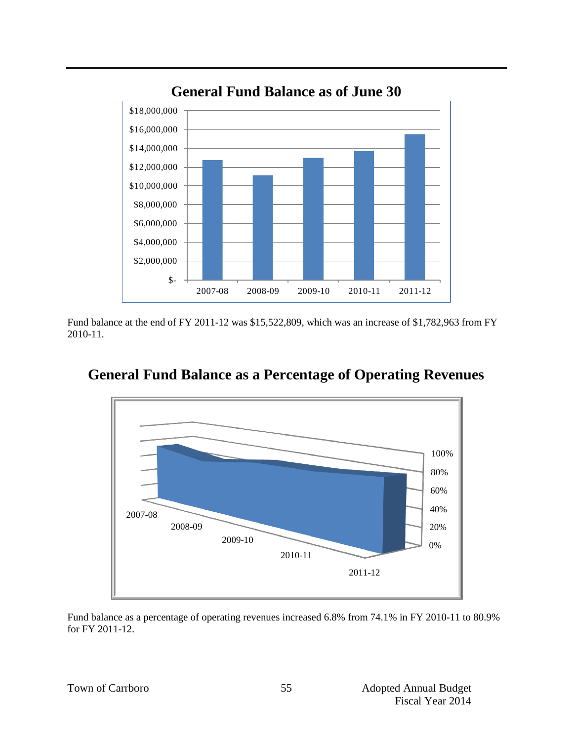## General Fund Balance as of June 30

Fund balance at the end of FY 2011-12 was $15,522,809, which was an increase of $1,782,963 from FY 2010-11.

## General Fund Balance as a Percentage of Operating Revenues

Fund balance as a percentage of operating revenues increased 6.8% from 74.1% in FY 2010-11 to 80.9% for FY 2011-12.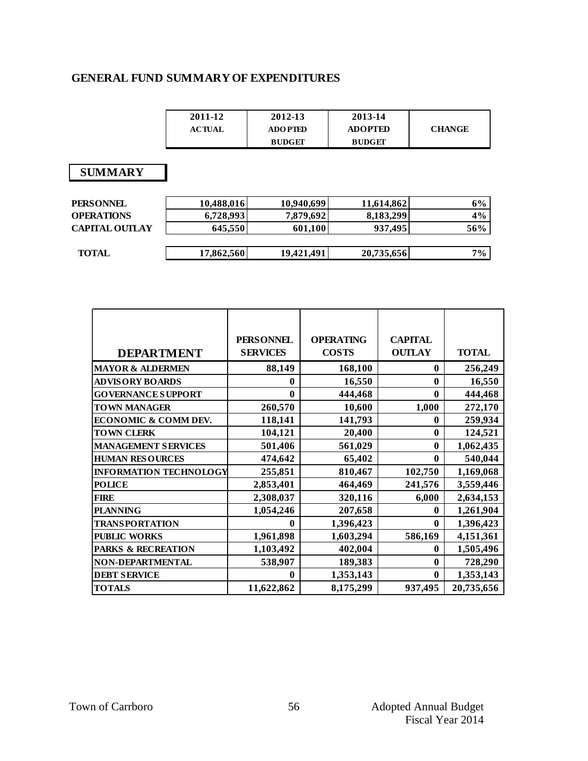## GENERAL FUND SUMMARY OF EXPENDITURES

### SUMMARY

| | 2011-12 ACTUAL | 2012-13 ADOPTED BUDGET | 2013-14 ADOPTED BUDGET | CHANGE |
|---|---|---|---|---|
| PERSONNEL | 10,488,016 | 10,940,699 | 11,614,862 | 6% |
| OPERATIONS | 6,728,993 | 7,879,692 | 8,183,299 | 4% |
| CAPITAL OUTLAY | 645,550 | 601,100 | 937,495 | 56% |
| TOTAL | 17,862,560 | 19,421,491 | 20,735,656 | 7% |

| DEPARTMENT | PERSONNEL SERVICES | OPERATING COSTS | CAPITAL OUTLAY | TOTAL |
|---|---|---|---|---|
| MAYOR & ALDERMEN | 88,149 | 168,100 | 0 | 256,249 |
| ADVISORY BOARDS | 0 | 16,550 | 0 | 16,550 |
| GOVERNANCE SUPPORT | 0 | 444,468 | 0 | 444,468 |
| TOWN MANAGER | 260,570 | 10,600 | 1,000 | 272,170 |
| ECONOMIC & COMM DEV. | 118,141 | 141,793 | 0 | 259,934 |
| TOWN CLERK | 104,121 | 20,400 | 0 | 124,521 |
| MANAGEMENT SERVICES | 501,406 | 561,029 | 0 | 1,062,435 |
| HUMAN RESOURCES | 474,642 | 65,402 | 0 | 540,044 |
| INFORMATION TECHNOLOGY | 255,851 | 810,467 | 102,750 | 1,169,068 |
| POLICE | 2,853,401 | 464,469 | 241,576 | 3,559,446 |
| FIRE | 2,308,037 | 320,116 | 6,000 | 2,634,153 |
| PLANNING | 1,054,246 | 207,658 | 0 | 1,261,904 |
| TRANSPORTATION | 0 | 1,396,423 | 0 | 1,396,423 |
| PUBLIC WORKS | 1,961,898 | 1,603,294 | 586,169 | 4,151,361 |
| PARKS & RECREATION | 1,103,492 | 402,004 | 0 | 1,505,496 |
| NON-DEPARTMENTAL | 538,907 | 189,383 | 0 | 728,290 |
| DEBT SERVICE | 0 | 1,353,143 | 0 | 1,353,143 |
| TOTALS | 11,622,862 | 8,175,299 | 937,495 | 20,735,656 |